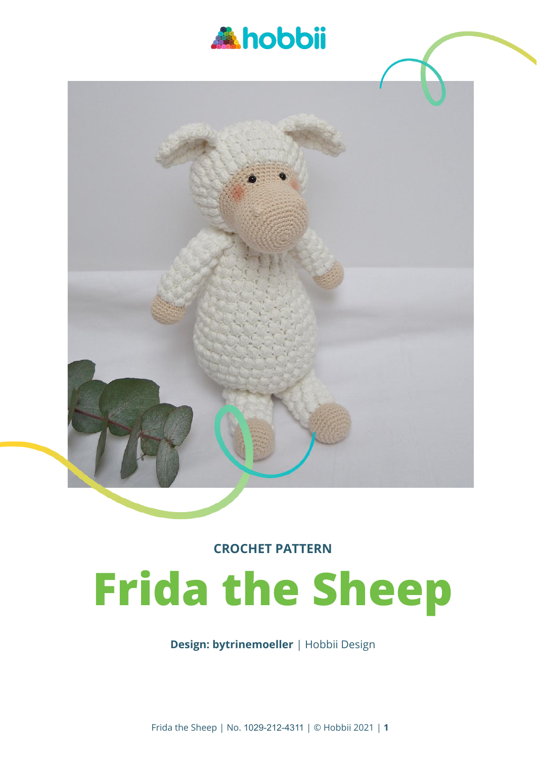hobbii

CROCHET PATTERN

# Frida the Sheep

**Design: bytrinemoeller** | Hobbii Design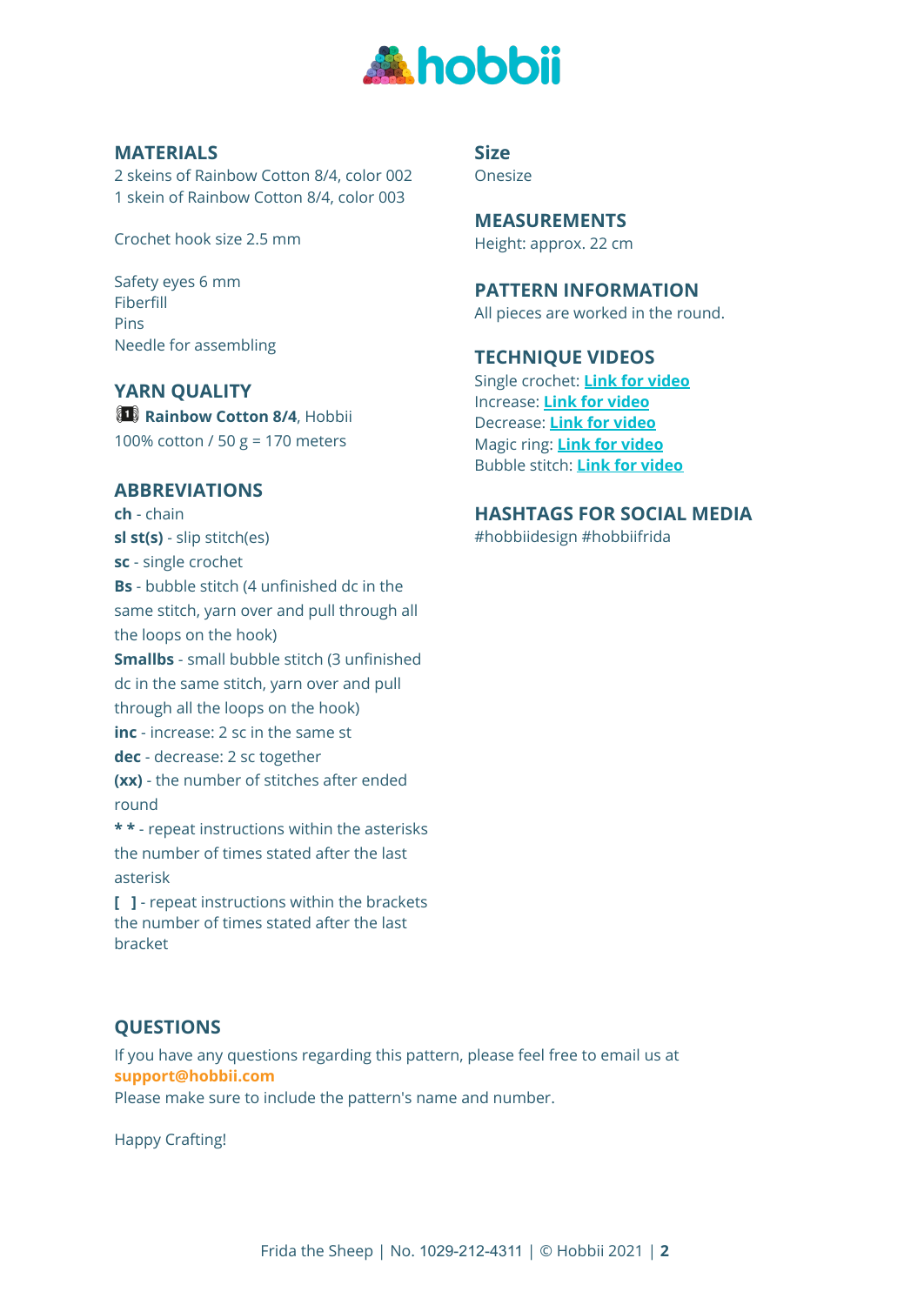## MATERIALS

2 skeins of Rainbow Cotton 8/4, color 002
1 skein of Rainbow Cotton 8/4, color 003

Crochet hook size 2.5 mm

Safety eyes 6 mm
Fiberfill
Pins
Needle for assembling

## YARN QUALITY

**Rainbow Cotton 8/4**, Hobbii
100% cotton / 50 g = 170 meters

## ABBREVIATIONS

**ch** - chain
**sl st(s)** - slip stitch(es)
**sc** - single crochet
**Bs** - bubble stitch (4 unfinished dc in the same stitch, yarn over and pull through all the loops on the hook)
**Smallbs** - small bubble stitch (3 unfinished dc in the same stitch, yarn over and pull through all the loops on the hook)
**inc** - increase: 2 sc in the same st
**dec** - decrease: 2 sc together
**(xx)** - the number of stitches after ended round
**\* \*** - repeat instructions within the asterisks the number of times stated after the last asterisk
**[ ]** - repeat instructions within the brackets the number of times stated after the last bracket

## Size

Onesize

## MEASUREMENTS

Height: approx. 22 cm

## PATTERN INFORMATION

All pieces are worked in the round.

## TECHNIQUE VIDEOS

Single crochet: **Link for video**
Increase: **Link for video**
Decrease: **Link for video**
Magic ring: **Link for video**
Bubble stitch: **Link for video**

## HASHTAGS FOR SOCIAL MEDIA

#hobbiidesign #hobbiifrida

## QUESTIONS

If you have any questions regarding this pattern, please feel free to email us at **support@hobbii.com**
Please make sure to include the pattern's name and number.

Happy Crafting!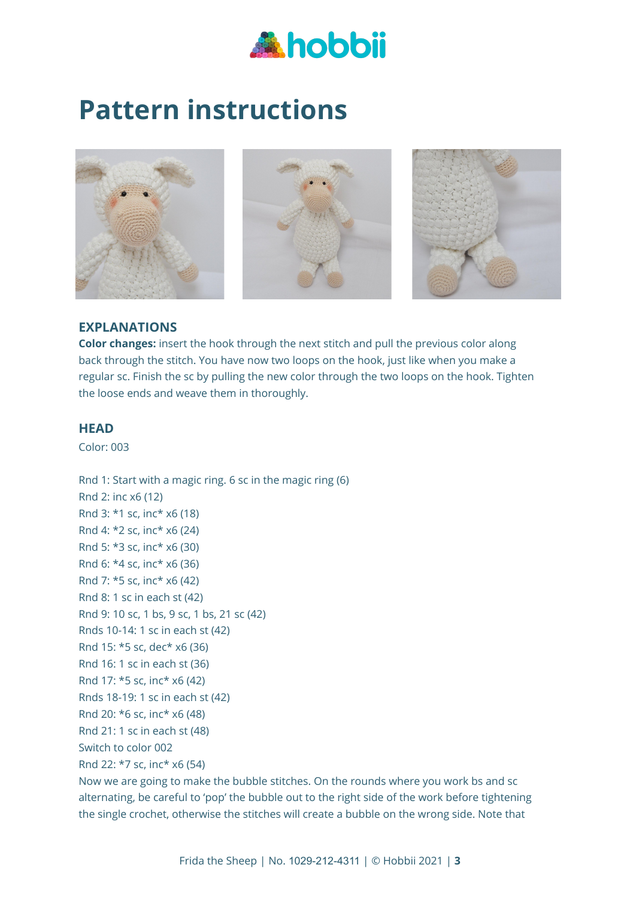# Pattern instructions

### EXPLANATIONS

**Color changes:** insert the hook through the next stitch and pull the previous color along back through the stitch. You have now two loops on the hook, just like when you make a regular sc. Finish the sc by pulling the new color through the two loops on the hook. Tighten the loose ends and weave them in thoroughly.

### HEAD

Color: 003

Rnd 1: Start with a magic ring. 6 sc in the magic ring (6)
Rnd 2: inc x6 (12)
Rnd 3: *1 sc, inc* x6 (18)
Rnd 4: *2 sc, inc* x6 (24)
Rnd 5: *3 sc, inc* x6 (30)
Rnd 6: *4 sc, inc* x6 (36)
Rnd 7: *5 sc, inc* x6 (42)
Rnd 8: 1 sc in each st (42)
Rnd 9: 10 sc, 1 bs, 9 sc, 1 bs, 21 sc (42)
Rnds 10-14: 1 sc in each st (42)
Rnd 15: *5 sc, dec* x6 (36)
Rnd 16: 1 sc in each st (36)
Rnd 17: *5 sc, inc* x6 (42)
Rnds 18-19: 1 sc in each st (42)
Rnd 20: *6 sc, inc* x6 (48)
Rnd 21: 1 sc in each st (48)
Switch to color 002
Rnd 22: *7 sc, inc* x6 (54)

Now we are going to make the bubble stitches. On the rounds where you work bs and sc alternating, be careful to 'pop' the bubble out to the right side of the work before tightening the single crochet, otherwise the stitches will create a bubble on the wrong side. Note that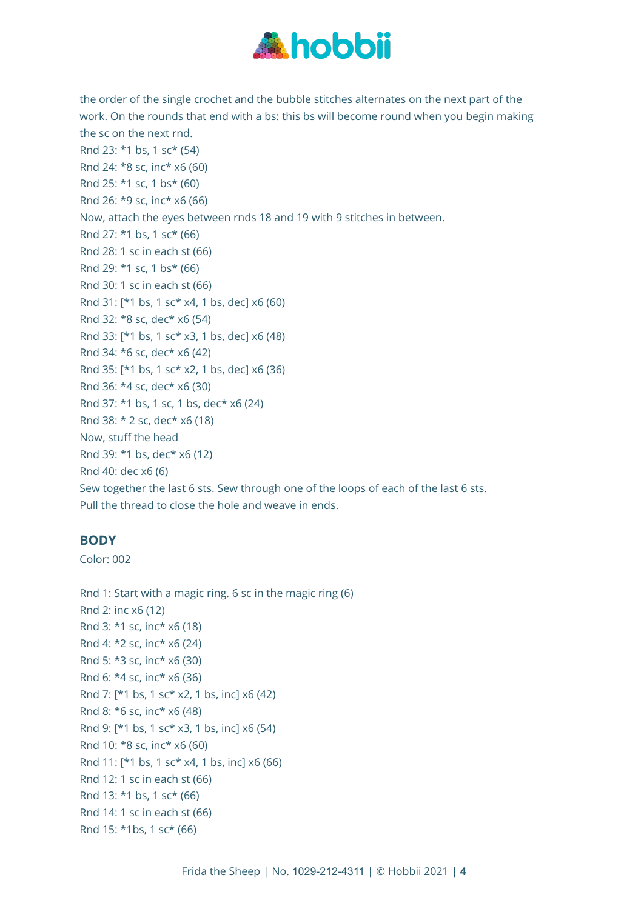the order of the single crochet and the bubble stitches alternates on the next part of the work. On the rounds that end with a bs: this bs will become round when you begin making the sc on the next rnd.

Rnd 23: *1 bs, 1 sc* (54)
Rnd 24: *8 sc, inc* x6 (60)
Rnd 25: *1 sc, 1 bs* (60)
Rnd 26: *9 sc, inc* x6 (66)
Now, attach the eyes between rnds 18 and 19 with 9 stitches in between.
Rnd 27: *1 bs, 1 sc* (66)
Rnd 28: 1 sc in each st (66)
Rnd 29: *1 sc, 1 bs* (66)
Rnd 30: 1 sc in each st (66)
Rnd 31: [*1 bs, 1 sc* x4, 1 bs, dec] x6 (60)
Rnd 32: *8 sc, dec* x6 (54)
Rnd 33: [*1 bs, 1 sc* x3, 1 bs, dec] x6 (48)
Rnd 34: *6 sc, dec* x6 (42)
Rnd 35: [*1 bs, 1 sc* x2, 1 bs, dec] x6 (36)
Rnd 36: *4 sc, dec* x6 (30)
Rnd 37: *1 bs, 1 sc, 1 bs, dec* x6 (24)
Rnd 38: * 2 sc, dec* x6 (18)
Now, stuff the head
Rnd 39: *1 bs, dec* x6 (12)
Rnd 40: dec x6 (6)
Sew together the last 6 sts. Sew through one of the loops of each of the last 6 sts.
Pull the thread to close the hole and weave in ends.

## BODY

Color: 002

Rnd 1: Start with a magic ring. 6 sc in the magic ring (6)
Rnd 2: inc x6 (12)
Rnd 3: *1 sc, inc* x6 (18)
Rnd 4: *2 sc, inc* x6 (24)
Rnd 5: *3 sc, inc* x6 (30)
Rnd 6: *4 sc, inc* x6 (36)
Rnd 7: [*1 bs, 1 sc* x2, 1 bs, inc] x6 (42)
Rnd 8: *6 sc, inc* x6 (48)
Rnd 9: [*1 bs, 1 sc* x3, 1 bs, inc] x6 (54)
Rnd 10: *8 sc, inc* x6 (60)
Rnd 11: [*1 bs, 1 sc* x4, 1 bs, inc] x6 (66)
Rnd 12: 1 sc in each st (66)
Rnd 13: *1 bs, 1 sc* (66)
Rnd 14: 1 sc in each st (66)
Rnd 15: *1bs, 1 sc* (66)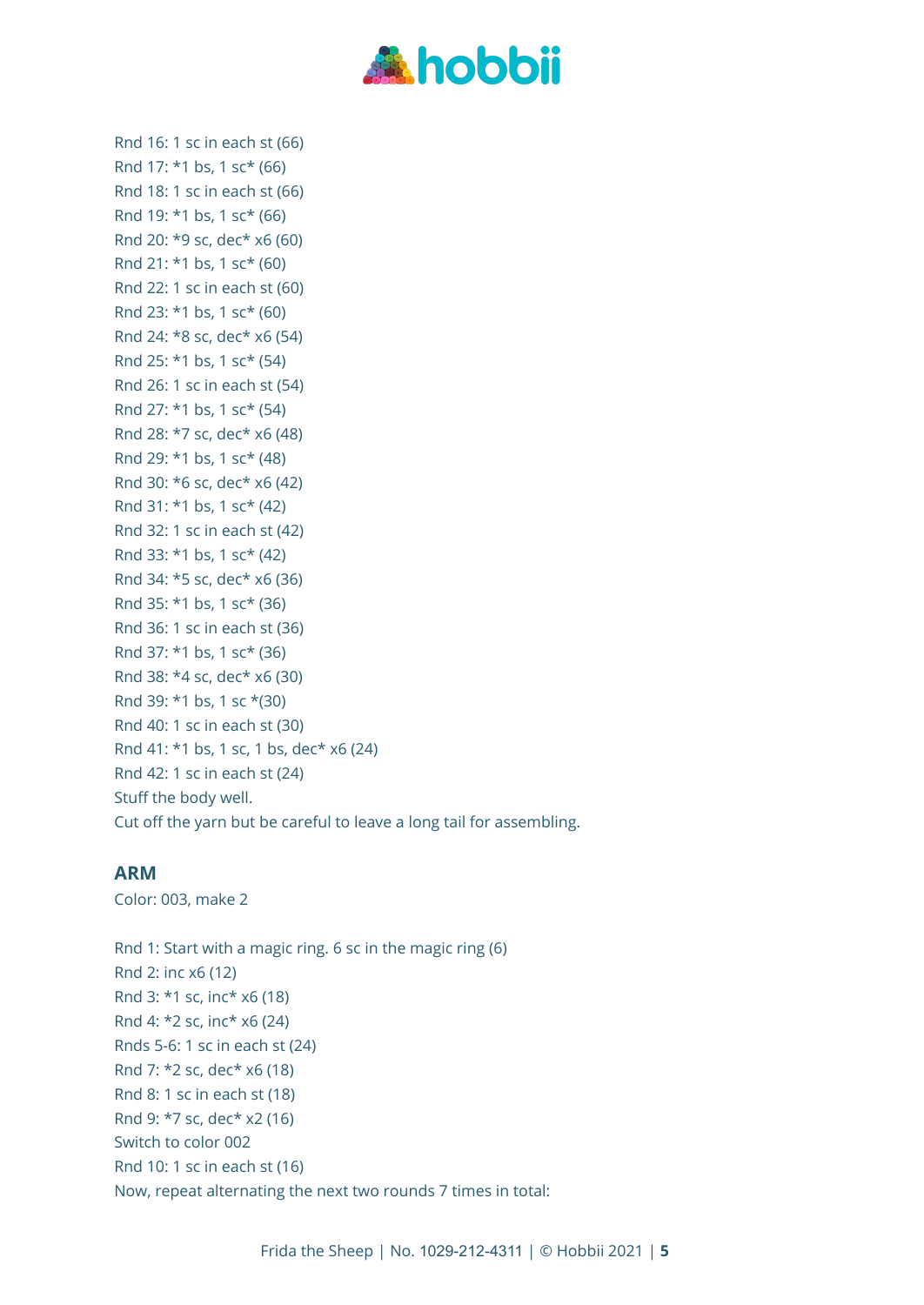Rnd 16: 1 sc in each st (66)
Rnd 17: *1 bs, 1 sc* (66)
Rnd 18: 1 sc in each st (66)
Rnd 19: *1 bs, 1 sc* (66)
Rnd 20: *9 sc, dec* x6 (60)
Rnd 21: *1 bs, 1 sc* (60)
Rnd 22: 1 sc in each st (60)
Rnd 23: *1 bs, 1 sc* (60)
Rnd 24: *8 sc, dec* x6 (54)
Rnd 25: *1 bs, 1 sc* (54)
Rnd 26: 1 sc in each st (54)
Rnd 27: *1 bs, 1 sc* (54)
Rnd 28: *7 sc, dec* x6 (48)
Rnd 29: *1 bs, 1 sc* (48)
Rnd 30: *6 sc, dec* x6 (42)
Rnd 31: *1 bs, 1 sc* (42)
Rnd 32: 1 sc in each st (42)
Rnd 33: *1 bs, 1 sc* (42)
Rnd 34: *5 sc, dec* x6 (36)
Rnd 35: *1 bs, 1 sc* (36)
Rnd 36: 1 sc in each st (36)
Rnd 37: *1 bs, 1 sc* (36)
Rnd 38: *4 sc, dec* x6 (30)
Rnd 39: *1 bs, 1 sc *(30)
Rnd 40: 1 sc in each st (30)
Rnd 41: *1 bs, 1 sc, 1 bs, dec* x6 (24)
Rnd 42: 1 sc in each st (24)
Stuff the body well.
Cut off the yarn but be careful to leave a long tail for assembling.

## ARM

Color: 003, make 2

Rnd 1: Start with a magic ring. 6 sc in the magic ring (6)
Rnd 2: inc x6 (12)
Rnd 3: *1 sc, inc* x6 (18)
Rnd 4: *2 sc, inc* x6 (24)
Rnds 5-6: 1 sc in each st (24)
Rnd 7: *2 sc, dec* x6 (18)
Rnd 8: 1 sc in each st (18)
Rnd 9: *7 sc, dec* x2 (16)
Switch to color 002
Rnd 10: 1 sc in each st (16)
Now, repeat alternating the next two rounds 7 times in total: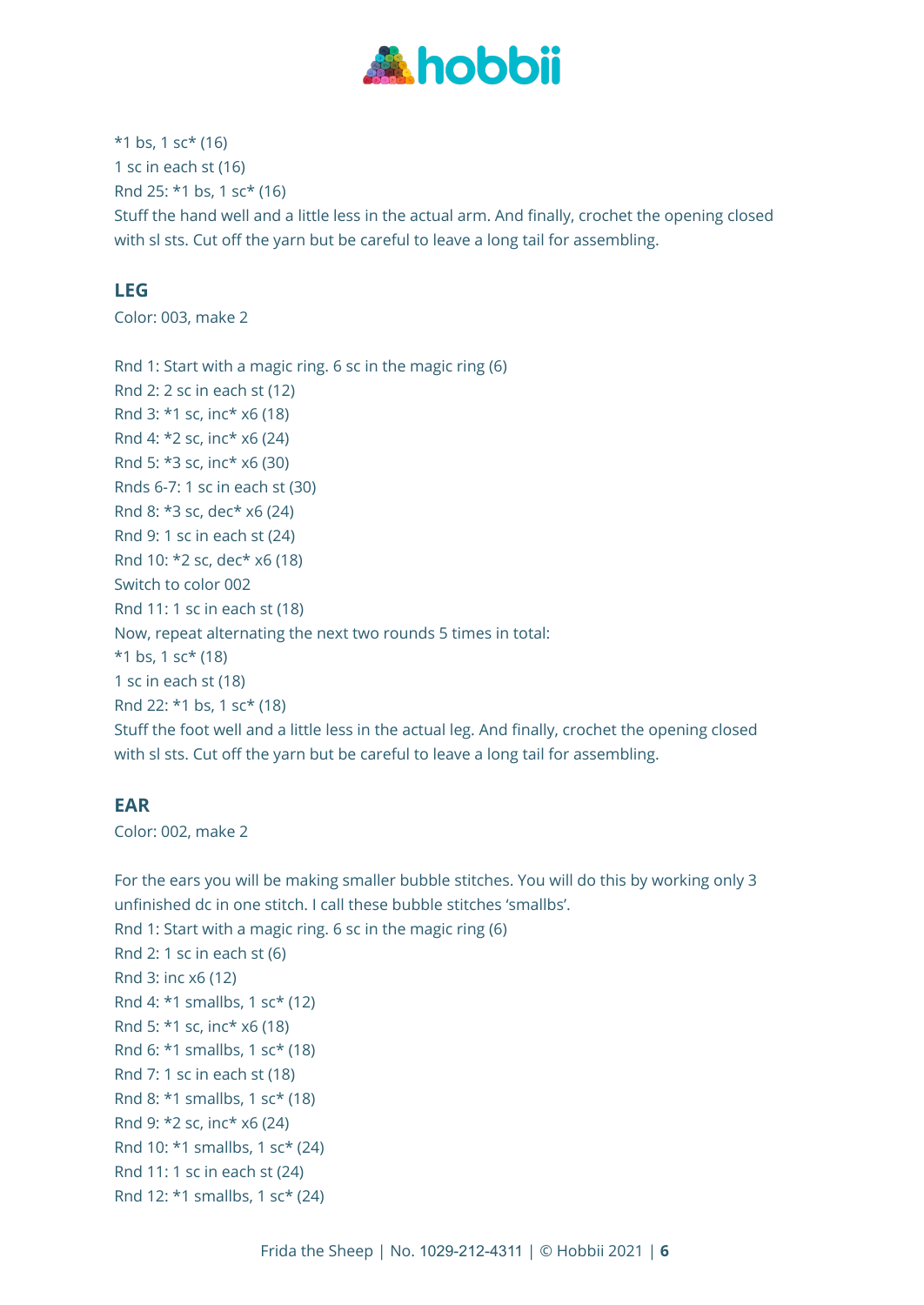*1 bs, 1 sc* (16)
1 sc in each st (16)
Rnd 25: *1 bs, 1 sc* (16)
Stuff the hand well and a little less in the actual arm. And finally, crochet the opening closed with sl sts. Cut off the yarn but be careful to leave a long tail for assembling.

## LEG

Color: 003, make 2

Rnd 1: Start with a magic ring. 6 sc in the magic ring (6)
Rnd 2: 2 sc in each st (12)
Rnd 3: *1 sc, inc* x6 (18)
Rnd 4: *2 sc, inc* x6 (24)
Rnd 5: *3 sc, inc* x6 (30)
Rnds 6-7: 1 sc in each st (30)
Rnd 8: *3 sc, dec* x6 (24)
Rnd 9: 1 sc in each st (24)
Rnd 10: *2 sc, dec* x6 (18)
Switch to color 002
Rnd 11: 1 sc in each st (18)
Now, repeat alternating the next two rounds 5 times in total:
*1 bs, 1 sc* (18)
1 sc in each st (18)
Rnd 22: *1 bs, 1 sc* (18)
Stuff the foot well and a little less in the actual leg. And finally, crochet the opening closed with sl sts. Cut off the yarn but be careful to leave a long tail for assembling.

## EAR

Color: 002, make 2

For the ears you will be making smaller bubble stitches. You will do this by working only 3 unfinished dc in one stitch. I call these bubble stitches 'smallbs'.
Rnd 1: Start with a magic ring. 6 sc in the magic ring (6)
Rnd 2: 1 sc in each st (6)
Rnd 3: inc x6 (12)
Rnd 4: *1 smallbs, 1 sc* (12)
Rnd 5: *1 sc, inc* x6 (18)
Rnd 6: *1 smallbs, 1 sc* (18)
Rnd 7: 1 sc in each st (18)
Rnd 8: *1 smallbs, 1 sc* (18)
Rnd 9: *2 sc, inc* x6 (24)
Rnd 10: *1 smallbs, 1 sc* (24)
Rnd 11: 1 sc in each st (24)
Rnd 12: *1 smallbs, 1 sc* (24)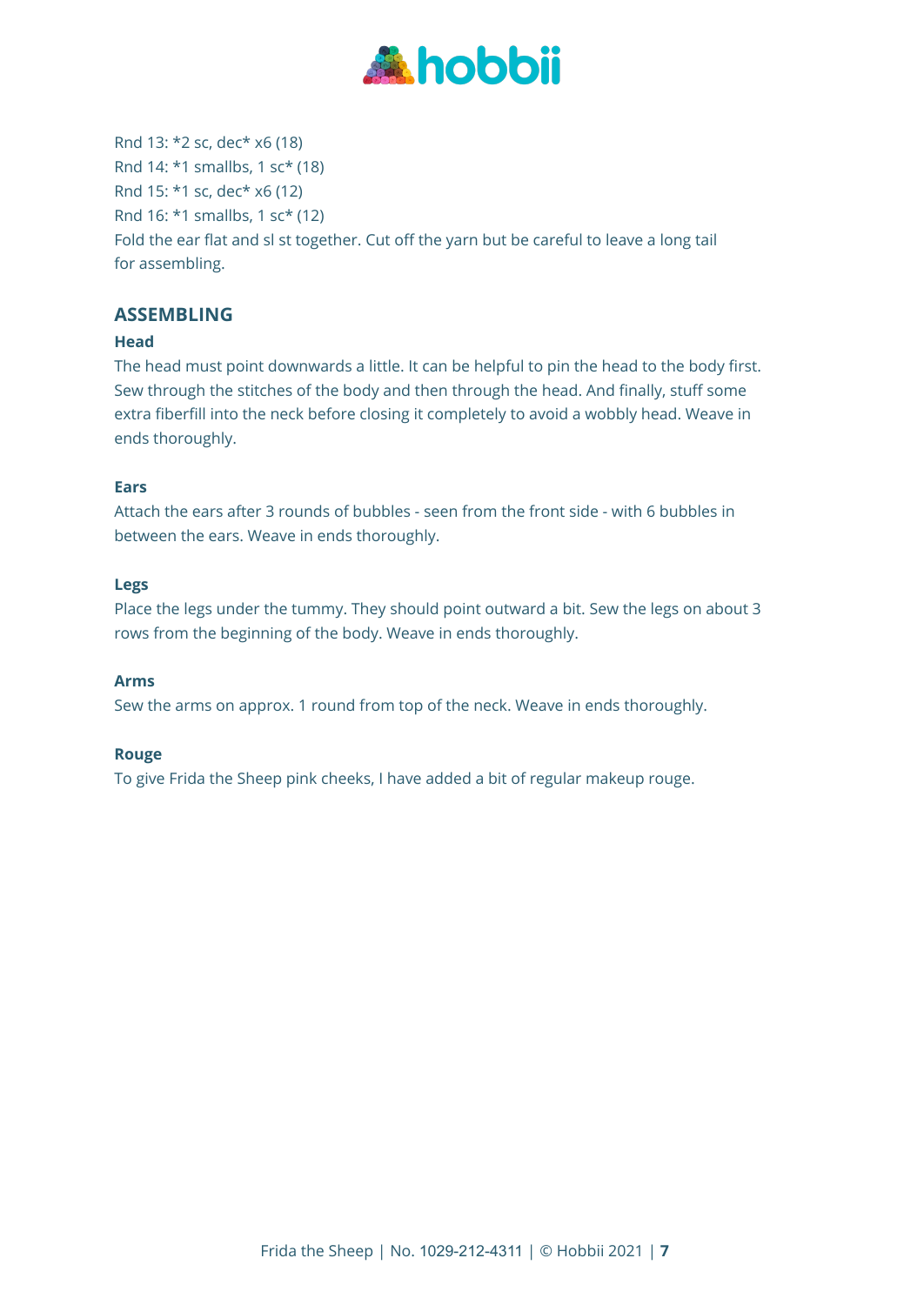Rnd 13: *2 sc, dec* x6 (18)
Rnd 14: *1 smallbs, 1 sc* (18)
Rnd 15: *1 sc, dec* x6 (12)
Rnd 16: *1 smallbs, 1 sc* (12)
Fold the ear flat and sl st together. Cut off the yarn but be careful to leave a long tail for assembling.

## ASSEMBLING

### Head

The head must point downwards a little. It can be helpful to pin the head to the body first. Sew through the stitches of the body and then through the head. And finally, stuff some extra fiberfill into the neck before closing it completely to avoid a wobbly head. Weave in ends thoroughly.

### Ears

Attach the ears after 3 rounds of bubbles - seen from the front side - with 6 bubbles in between the ears. Weave in ends thoroughly.

### Legs

Place the legs under the tummy. They should point outward a bit. Sew the legs on about 3 rows from the beginning of the body. Weave in ends thoroughly.

### Arms

Sew the arms on approx. 1 round from top of the neck. Weave in ends thoroughly.

### Rouge

To give Frida the Sheep pink cheeks, I have added a bit of regular makeup rouge.